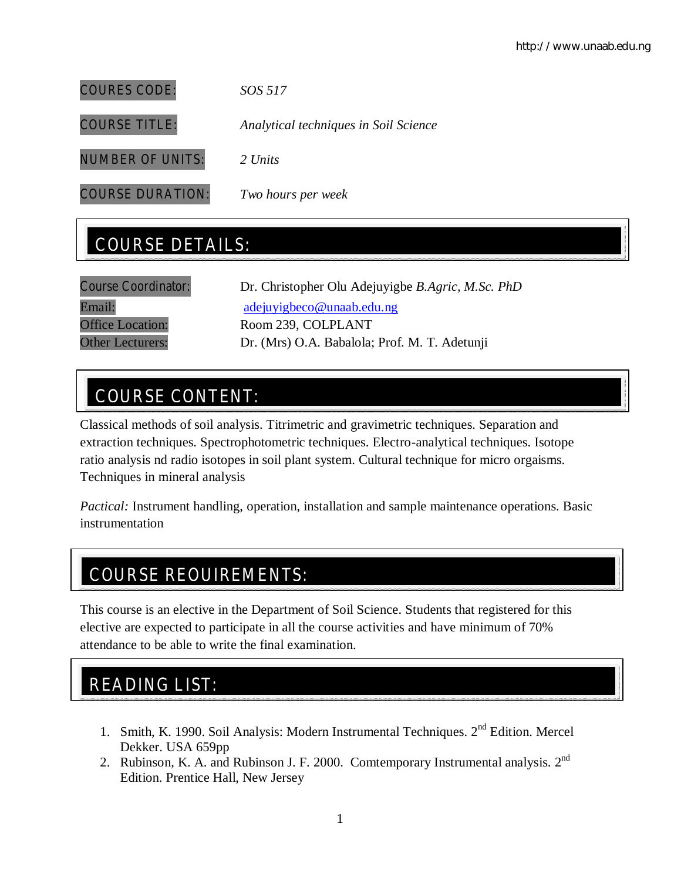http:// www.unaab.edu.ng

| | |
|---|---|
| COURES CODE: | *SOS 517* |
| COURSE TITLE: | *Analytical techniques in Soil Science* |
| NUMBER OF UNITS: | *2 Units* |
| COURSE DURATION: | *Two hours per week* |

## COURSE DETAILS:

| | |
|---|---|
| Course Coordinator: | Dr. Christopher Olu Adejuyigbe *B.Agric, M.Sc. PhD* |
| Email: | adejuyigbeco@unaab.edu.ng |
| Office Location: | Room 239, COLPLANT |
| Other Lecturers: | Dr. (Mrs) O.A. Babalola; Prof. M. T. Adetunji |

## COURSE CONTENT:

Classical methods of soil analysis. Titrimetric and gravimetric techniques. Separation and extraction techniques. Spectrophotometric techniques. Electro-analytical techniques. Isotope ratio analysis nd radio isotopes in soil plant system. Cultural technique for micro orgaisms. Techniques in mineral analysis

*Pactical:* Instrument handling, operation, installation and sample maintenance operations. Basic instrumentation

## COURSE REOUIREMENTS:

This course is an elective in the Department of Soil Science. Students that registered for this elective are expected to participate in all the course activities and have minimum of 70% attendance to be able to write the final examination.

## READING LIST:

1. Smith, K. 1990. Soil Analysis: Modern Instrumental Techniques. 2nd Edition. Mercel Dekker. USA 659pp
2. Rubinson, K. A. and Rubinson J. F. 2000. Comtemporary Instrumental analysis. 2nd Edition. Prentice Hall, New Jersey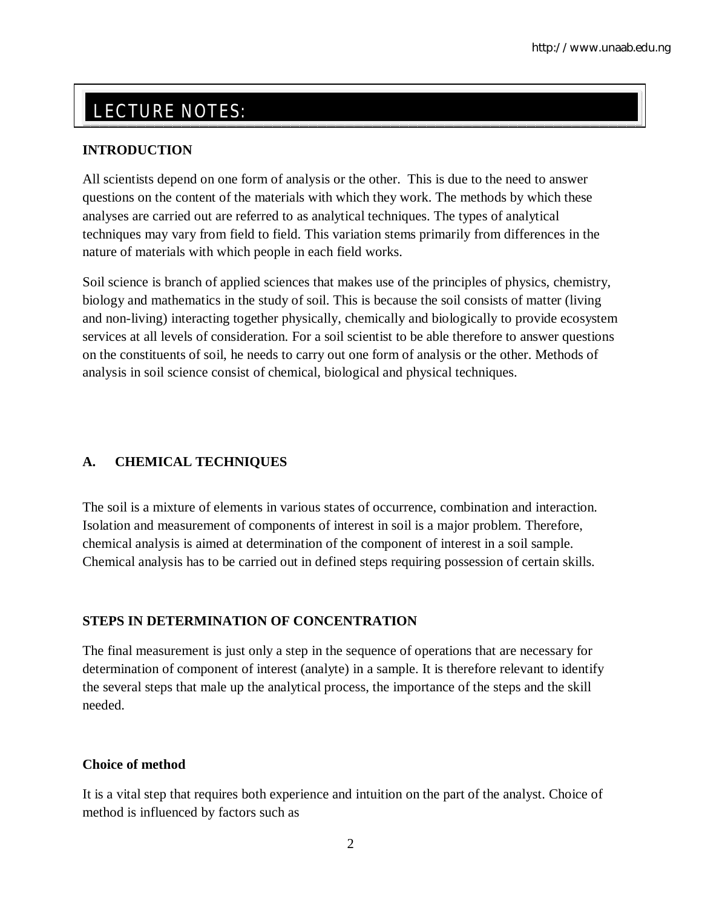# LECTURE NOTES:

**INTRODUCTION**

All scientists depend on one form of analysis or the other. This is due to the need to answer questions on the content of the materials with which they work. The methods by which these analyses are carried out are referred to as analytical techniques. The types of analytical techniques may vary from field to field. This variation stems primarily from differences in the nature of materials with which people in each field works.

Soil science is branch of applied sciences that makes use of the principles of physics, chemistry, biology and mathematics in the study of soil. This is because the soil consists of matter (living and non-living) interacting together physically, chemically and biologically to provide ecosystem services at all levels of consideration. For a soil scientist to be able therefore to answer questions on the constituents of soil, he needs to carry out one form of analysis or the other. Methods of analysis in soil science consist of chemical, biological and physical techniques.

## A. CHEMICAL TECHNIQUES

The soil is a mixture of elements in various states of occurrence, combination and interaction. Isolation and measurement of components of interest in soil is a major problem. Therefore, chemical analysis is aimed at determination of the component of interest in a soil sample. Chemical analysis has to be carried out in defined steps requiring possession of certain skills.

### STEPS IN DETERMINATION OF CONCENTRATION

The final measurement is just only a step in the sequence of operations that are necessary for determination of component of interest (analyte) in a sample. It is therefore relevant to identify the several steps that male up the analytical process, the importance of the steps and the skill needed.

**Choice of method**

It is a vital step that requires both experience and intuition on the part of the analyst. Choice of method is influenced by factors such as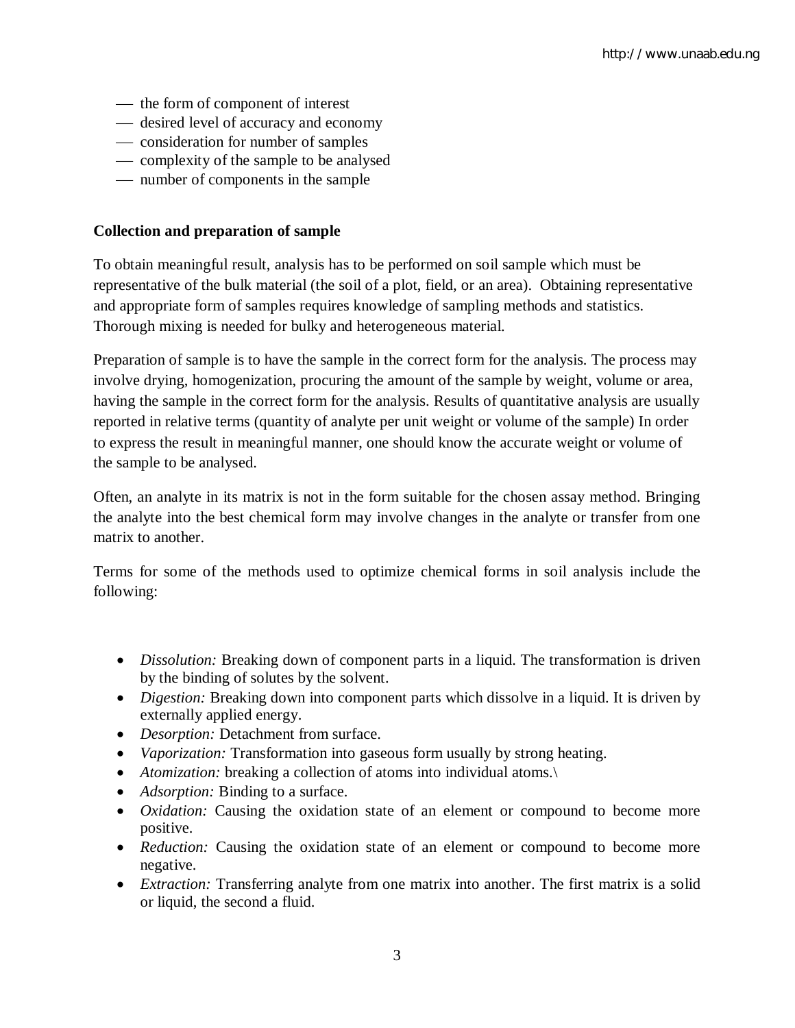- the form of component of interest
- desired level of accuracy and economy
- consideration for number of samples
- complexity of the sample to be analysed
- number of components in the sample

**Collection and preparation of sample**

To obtain meaningful result, analysis has to be performed on soil sample which must be representative of the bulk material (the soil of a plot, field, or an area). Obtaining representative and appropriate form of samples requires knowledge of sampling methods and statistics. Thorough mixing is needed for bulky and heterogeneous material.

Preparation of sample is to have the sample in the correct form for the analysis. The process may involve drying, homogenization, procuring the amount of the sample by weight, volume or area, having the sample in the correct form for the analysis. Results of quantitative analysis are usually reported in relative terms (quantity of analyte per unit weight or volume of the sample) In order to express the result in meaningful manner, one should know the accurate weight or volume of the sample to be analysed.

Often, an analyte in its matrix is not in the form suitable for the chosen assay method. Bringing the analyte into the best chemical form may involve changes in the analyte or transfer from one matrix to another.

Terms for some of the methods used to optimize chemical forms in soil analysis include the following:

- *Dissolution:* Breaking down of component parts in a liquid. The transformation is driven by the binding of solutes by the solvent.
- *Digestion:* Breaking down into component parts which dissolve in a liquid. It is driven by externally applied energy.
- *Desorption:* Detachment from surface.
- *Vaporization:* Transformation into gaseous form usually by strong heating.
- *Atomization:* breaking a collection of atoms into individual atoms.\
- *Adsorption:* Binding to a surface.
- *Oxidation:* Causing the oxidation state of an element or compound to become more positive.
- *Reduction:* Causing the oxidation state of an element or compound to become more negative.
- *Extraction:* Transferring analyte from one matrix into another. The first matrix is a solid or liquid, the second a fluid.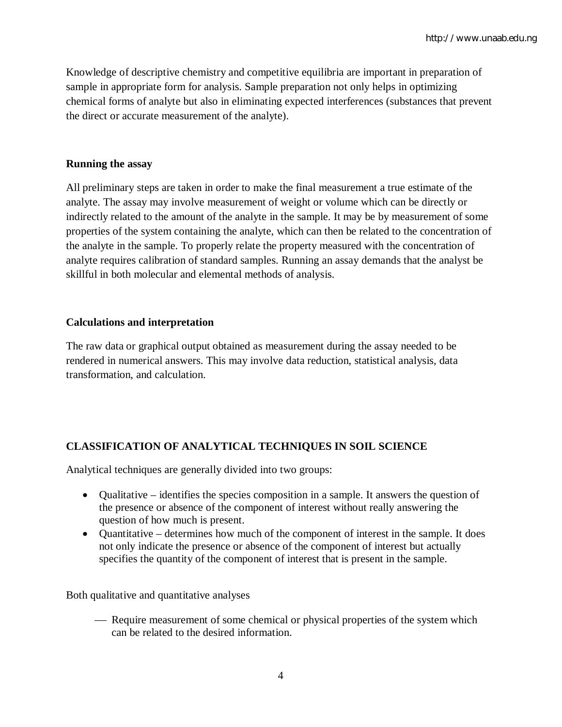Knowledge of descriptive chemistry and competitive equilibria are important in preparation of sample in appropriate form for analysis. Sample preparation not only helps in optimizing chemical forms of analyte but also in eliminating expected interferences (substances that prevent the direct or accurate measurement of the analyte).

**Running the assay**

All preliminary steps are taken in order to make the final measurement a true estimate of the analyte. The assay may involve measurement of weight or volume which can be directly or indirectly related to the amount of the analyte in the sample. It may be by measurement of some properties of the system containing the analyte, which can then be related to the concentration of the analyte in the sample. To properly relate the property measured with the concentration of analyte requires calibration of standard samples. Running an assay demands that the analyst be skillful in both molecular and elemental methods of analysis.

**Calculations and interpretation**

The raw data or graphical output obtained as measurement during the assay needed to be rendered in numerical answers. This may involve data reduction, statistical analysis, data transformation, and calculation.

**CLASSIFICATION OF ANALYTICAL TECHNIQUES IN SOIL SCIENCE**

Analytical techniques are generally divided into two groups:

- Qualitative – identifies the species composition in a sample. It answers the question of the presence or absence of the component of interest without really answering the question of how much is present.
- Quantitative – determines how much of the component of interest in the sample. It does not only indicate the presence or absence of the component of interest but actually specifies the quantity of the component of interest that is present in the sample.

Both qualitative and quantitative analyses

- Require measurement of some chemical or physical properties of the system which can be related to the desired information.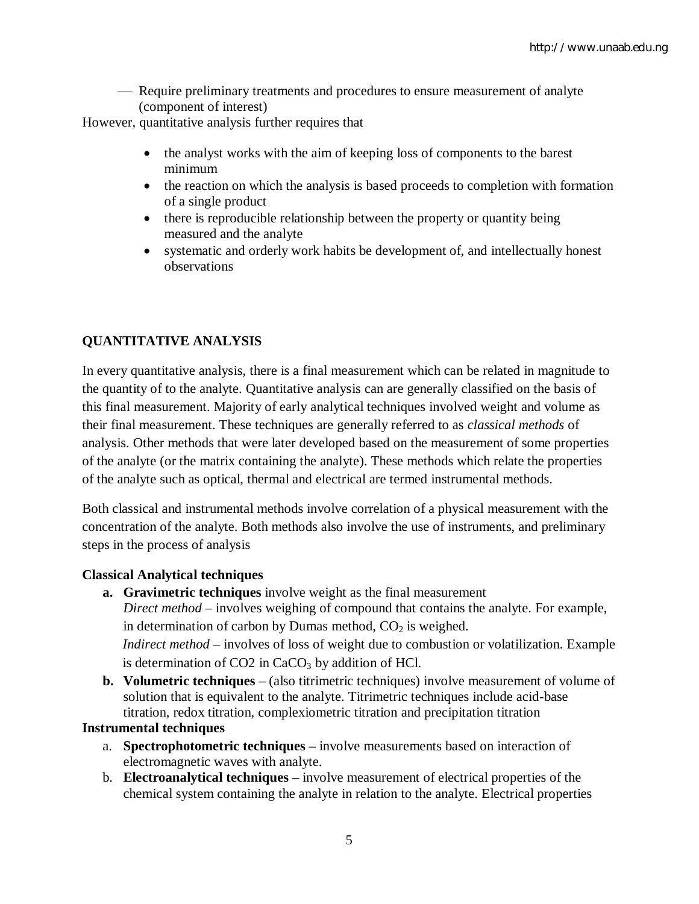- Require preliminary treatments and procedures to ensure measurement of analyte (component of interest)

However, quantitative analysis further requires that

- the analyst works with the aim of keeping loss of components to the barest minimum
- the reaction on which the analysis is based proceeds to completion with formation of a single product
- there is reproducible relationship between the property or quantity being measured and the analyte
- systematic and orderly work habits be development of, and intellectually honest observations

## QUANTITATIVE ANALYSIS

In every quantitative analysis, there is a final measurement which can be related in magnitude to the quantity of to the analyte. Quantitative analysis can are generally classified on the basis of this final measurement. Majority of early analytical techniques involved weight and volume as their final measurement. These techniques are generally referred to as *classical methods* of analysis. Other methods that were later developed based on the measurement of some properties of the analyte (or the matrix containing the analyte). These methods which relate the properties of the analyte such as optical, thermal and electrical are termed instrumental methods.

Both classical and instrumental methods involve correlation of a physical measurement with the concentration of the analyte. Both methods also involve the use of instruments, and preliminary steps in the process of analysis

**Classical Analytical techniques**

**a. Gravimetric techniques** involve weight as the final measurement
*Direct method* – involves weighing of compound that contains the analyte. For example, in determination of carbon by Dumas method, $CO_2$ is weighed.
*Indirect method* – involves of loss of weight due to combustion or volatilization. Example is determination of CO2 in $CaCO_3$ by addition of HCl.

**b. Volumetric techniques** – (also titrimetric techniques) involve measurement of volume of solution that is equivalent to the analyte. Titrimetric techniques include acid-base titration, redox titration, complexiometric titration and precipitation titration

**Instrumental techniques**

a. **Spectrophotometric techniques –** involve measurements based on interaction of electromagnetic waves with analyte.

b. **Electroanalytical techniques** – involve measurement of electrical properties of the chemical system containing the analyte in relation to the analyte. Electrical properties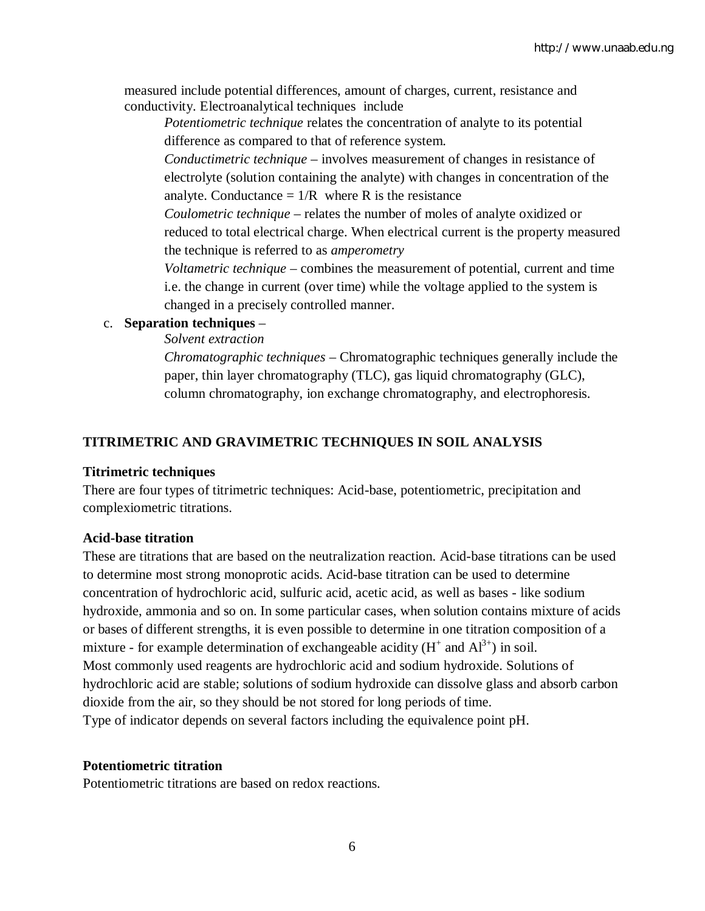measured include potential differences, amount of charges, current, resistance and conductivity. Electroanalytical techniques include

*Potentiometric technique* relates the concentration of analyte to its potential difference as compared to that of reference system.

*Conductimetric technique* – involves measurement of changes in resistance of electrolyte (solution containing the analyte) with changes in concentration of the analyte. Conductance = 1/R where R is the resistance

*Coulometric technique* – relates the number of moles of analyte oxidized or reduced to total electrical charge. When electrical current is the property measured the technique is referred to as *amperometry*

*Voltametric technique* – combines the measurement of potential, current and time i.e. the change in current (over time) while the voltage applied to the system is changed in a precisely controlled manner.

c. **Separation techniques** –

*Solvent extraction*

*Chromatographic techniques* – Chromatographic techniques generally include the paper, thin layer chromatography (TLC), gas liquid chromatography (GLC), column chromatography, ion exchange chromatography, and electrophoresis.

## TITRIMETRIC AND GRAVIMETRIC TECHNIQUES IN SOIL ANALYSIS

### Titrimetric techniques

There are four types of titrimetric techniques: Acid-base, potentiometric, precipitation and complexiometric titrations.

### Acid-base titration

These are titrations that are based on the neutralization reaction. Acid-base titrations can be used to determine most strong monoprotic acids. Acid-base titration can be used to determine concentration of hydrochloric acid, sulfuric acid, acetic acid, as well as bases - like sodium hydroxide, ammonia and so on. In some particular cases, when solution contains mixture of acids or bases of different strengths, it is even possible to determine in one titration composition of a mixture - for example determination of exchangeable acidity ($H^+$ and $Al^{3+}$) in soil.
Most commonly used reagents are hydrochloric acid and sodium hydroxide. Solutions of hydrochloric acid are stable; solutions of sodium hydroxide can dissolve glass and absorb carbon dioxide from the air, so they should be not stored for long periods of time.
Type of indicator depends on several factors including the equivalence point pH.

### Potentiometric titration

Potentiometric titrations are based on redox reactions.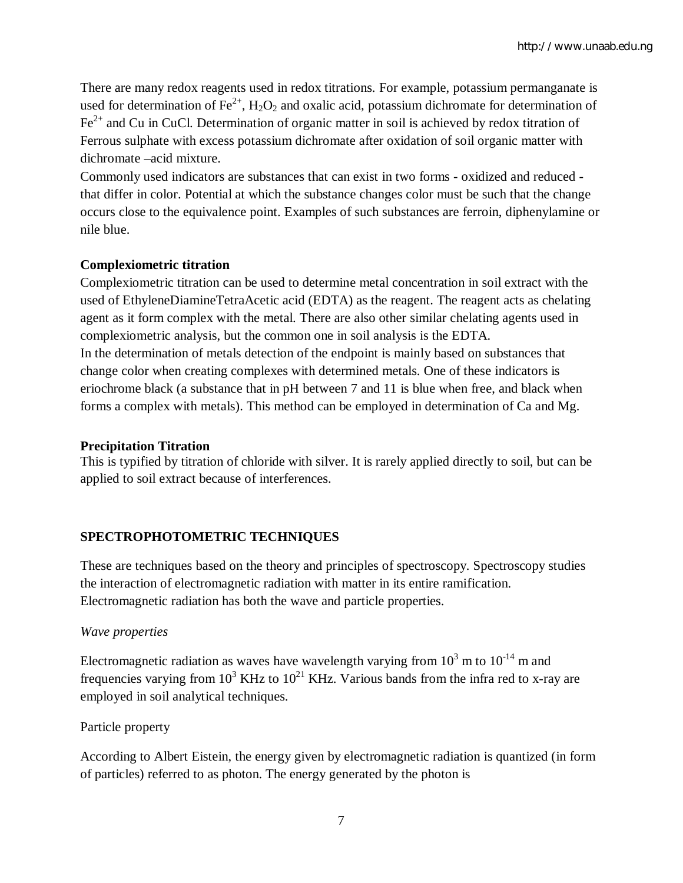There are many redox reagents used in redox titrations. For example, potassium permanganate is used for determination of $Fe^{2+}$, $H_2O_2$ and oxalic acid, potassium dichromate for determination of $Fe^{2+}$ and Cu in CuCl. Determination of organic matter in soil is achieved by redox titration of Ferrous sulphate with excess potassium dichromate after oxidation of soil organic matter with dichromate –acid mixture.

Commonly used indicators are substances that can exist in two forms - oxidized and reduced - that differ in color. Potential at which the substance changes color must be such that the change occurs close to the equivalence point. Examples of such substances are ferroin, diphenylamine or nile blue.

**Complexiometric titration**

Complexiometric titration can be used to determine metal concentration in soil extract with the used of EthyleneDiamineTetraAcetic acid (EDTA) as the reagent. The reagent acts as chelating agent as it form complex with the metal. There are also other similar chelating agents used in complexiometric analysis, but the common one in soil analysis is the EDTA.

In the determination of metals detection of the endpoint is mainly based on substances that change color when creating complexes with determined metals. One of these indicators is eriochrome black (a substance that in pH between 7 and 11 is blue when free, and black when forms a complex with metals). This method can be employed in determination of Ca and Mg.

**Precipitation Titration**

This is typified by titration of chloride with silver. It is rarely applied directly to soil, but can be applied to soil extract because of interferences.

## SPECTROPHOTOMETRIC TECHNIQUES

These are techniques based on the theory and principles of spectroscopy. Spectroscopy studies the interaction of electromagnetic radiation with matter in its entire ramification. Electromagnetic radiation has both the wave and particle properties.

*Wave properties*

Electromagnetic radiation as waves have wavelength varying from $10^3$ m to $10^{-14}$ m and frequencies varying from $10^3$ KHz to $10^{21}$ KHz. Various bands from the infra red to x-ray are employed in soil analytical techniques.

Particle property

According to Albert Eistein, the energy given by electromagnetic radiation is quantized (in form of particles) referred to as photon. The energy generated by the photon is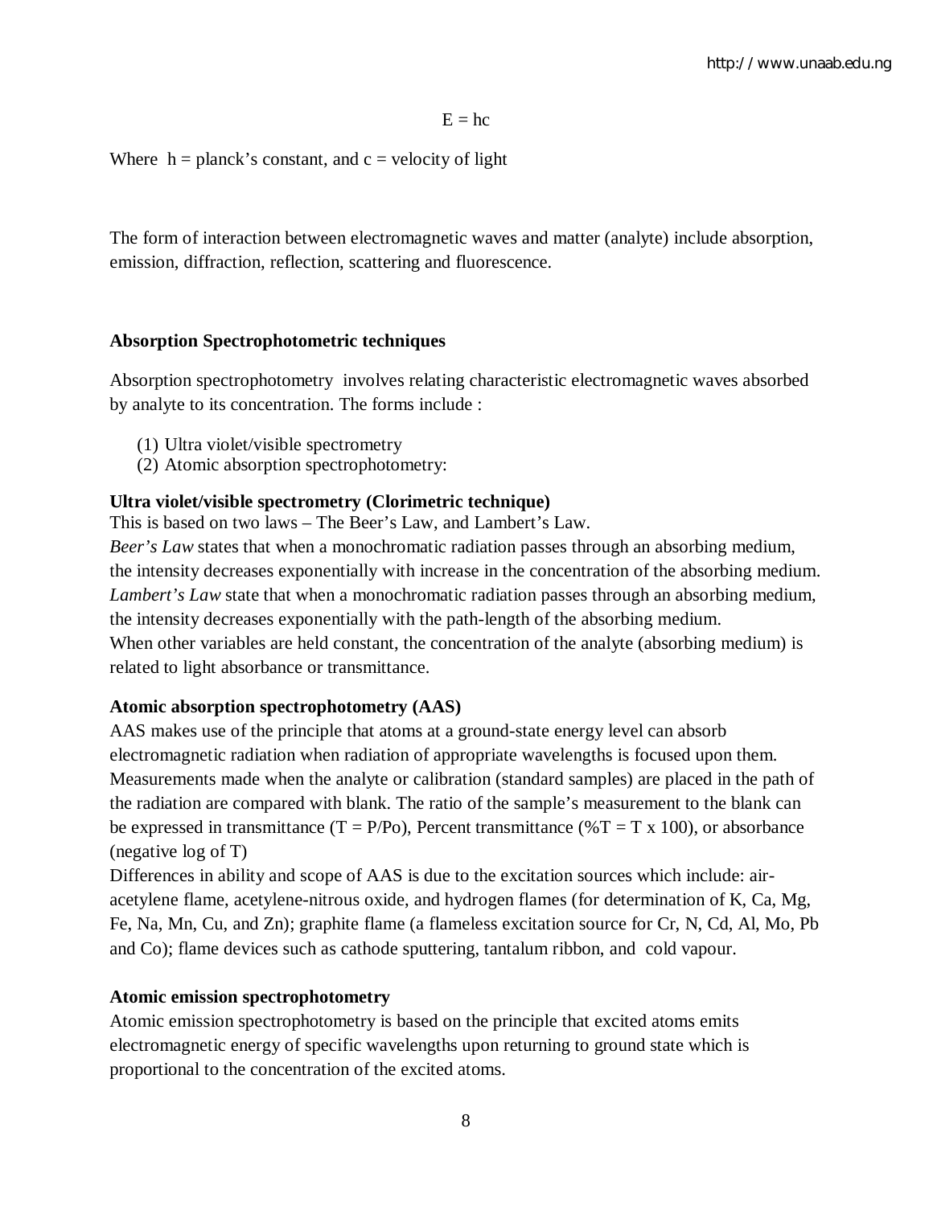$$E = hc$$

Where $h$ = planck's constant, and $c$ = velocity of light

The form of interaction between electromagnetic waves and matter (analyte) include absorption, emission, diffraction, reflection, scattering and fluorescence.

**Absorption Spectrophotometric techniques**

Absorption spectrophotometry involves relating characteristic electromagnetic waves absorbed by analyte to its concentration. The forms include :

(1) Ultra violet/visible spectrometry
(2) Atomic absorption spectrophotometry:

**Ultra violet/visible spectrometry (Clorimetric technique)**

This is based on two laws – The Beer's Law, and Lambert's Law.

*Beer's Law* states that when a monochromatic radiation passes through an absorbing medium, the intensity decreases exponentially with increase in the concentration of the absorbing medium.

*Lambert's Law* state that when a monochromatic radiation passes through an absorbing medium, the intensity decreases exponentially with the path-length of the absorbing medium.

When other variables are held constant, the concentration of the analyte (absorbing medium) is related to light absorbance or transmittance.

**Atomic absorption spectrophotometry (AAS)**

AAS makes use of the principle that atoms at a ground-state energy level can absorb electromagnetic radiation when radiation of appropriate wavelengths is focused upon them. Measurements made when the analyte or calibration (standard samples) are placed in the path of the radiation are compared with blank. The ratio of the sample's measurement to the blank can be expressed in transmittance ($T = P/Po$), Percent transmittance ($\%T = T \times 100$), or absorbance (negative log of T)

Differences in ability and scope of AAS is due to the excitation sources which include: air-acetylene flame, acetylene-nitrous oxide, and hydrogen flames (for determination of K, Ca, Mg, Fe, Na, Mn, Cu, and Zn); graphite flame (a flameless excitation source for Cr, N, Cd, Al, Mo, Pb and Co); flame devices such as cathode sputtering, tantalum ribbon, and cold vapour.

**Atomic emission spectrophotometry**

Atomic emission spectrophotometry is based on the principle that excited atoms emits electromagnetic energy of specific wavelengths upon returning to ground state which is proportional to the concentration of the excited atoms.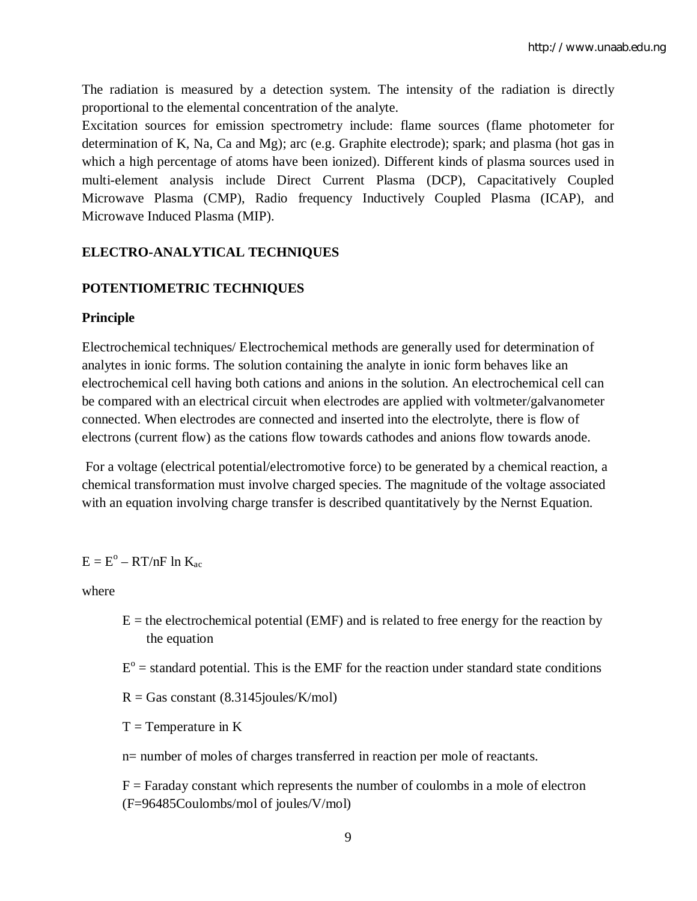The radiation is measured by a detection system. The intensity of the radiation is directly proportional to the elemental concentration of the analyte.

Excitation sources for emission spectrometry include: flame sources (flame photometer for determination of K, Na, Ca and Mg); arc (e.g. Graphite electrode); spark; and plasma (hot gas in which a high percentage of atoms have been ionized). Different kinds of plasma sources used in multi-element analysis include Direct Current Plasma (DCP), Capacitatively Coupled Microwave Plasma (CMP), Radio frequency Inductively Coupled Plasma (ICAP), and Microwave Induced Plasma (MIP).

## ELECTRO-ANALYTICAL TECHNIQUES

### POTENTIOMETRIC TECHNIQUES

#### Principle

Electrochemical techniques/ Electrochemical methods are generally used for determination of analytes in ionic forms. The solution containing the analyte in ionic form behaves like an electrochemical cell having both cations and anions in the solution. An electrochemical cell can be compared with an electrical circuit when electrodes are applied with voltmeter/galvanometer connected. When electrodes are connected and inserted into the electrolyte, there is flow of electrons (current flow) as the cations flow towards cathodes and anions flow towards anode.

For a voltage (electrical potential/electromotive force) to be generated by a chemical reaction, a chemical transformation must involve charged species. The magnitude of the voltage associated with an equation involving charge transfer is described quantitatively by the Nernst Equation.

$$E = E^o - RT/nF \ln K_{ac}$$

where

- $E$ = the electrochemical potential (EMF) and is related to free energy for the reaction by the equation
- $E^o$ = standard potential. This is the EMF for the reaction under standard state conditions
- $R$ = Gas constant (8.3145joules/K/mol)
- $T$ = Temperature in K
- n= number of moles of charges transferred in reaction per mole of reactants.
- $F$ = Faraday constant which represents the number of coulombs in a mole of electron (F=96485Coulombs/mol of joules/V/mol)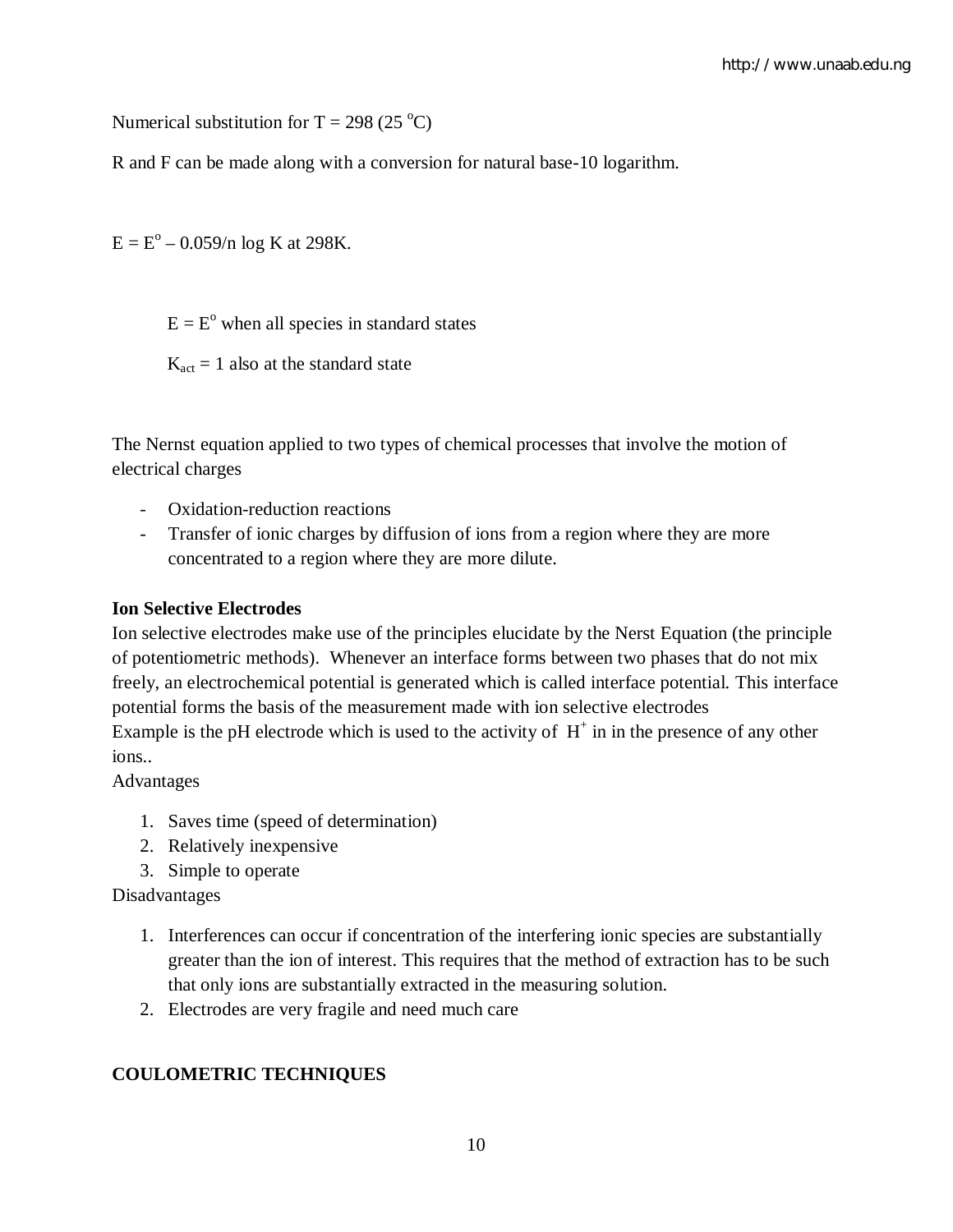Numerical substitution for $T = 298$ (25 $^{o}$C)

R and F can be made along with a conversion for natural base-10 logarithm.

$E = E^{o} – 0.059/n \log K$ at 298K.

$E = E^{o}$ when all species in standard states

$K_{act} = 1$ also at the standard state

The Nernst equation applied to two types of chemical processes that involve the motion of electrical charges

- Oxidation-reduction reactions
- Transfer of ionic charges by diffusion of ions from a region where they are more concentrated to a region where they are more dilute.

**Ion Selective Electrodes**

Ion selective electrodes make use of the principles elucidate by the Nerst Equation (the principle of potentiometric methods). Whenever an interface forms between two phases that do not mix freely, an electrochemical potential is generated which is called interface potential. This interface potential forms the basis of the measurement made with ion selective electrodes

Example is the pH electrode which is used to the activity of $H^{+}$ in in the presence of any other ions..

Advantages

1. Saves time (speed of determination)
2. Relatively inexpensive
3. Simple to operate

Disadvantages

1. Interferences can occur if concentration of the interfering ionic species are substantially greater than the ion of interest. This requires that the method of extraction has to be such that only ions are substantially extracted in the measuring solution.
2. Electrodes are very fragile and need much care

**COULOMETRIC TECHNIQUES**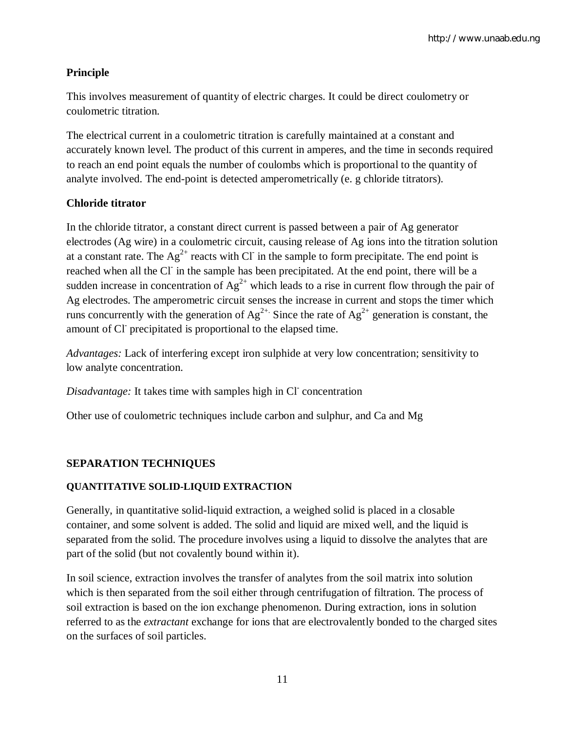### Principle

This involves measurement of quantity of electric charges. It could be direct coulometry or coulometric titration.

The electrical current in a coulometric titration is carefully maintained at a constant and accurately known level. The product of this current in amperes, and the time in seconds required to reach an end point equals the number of coulombs which is proportional to the quantity of analyte involved. The end-point is detected amperometrically (e. g chloride titrators).

### Chloride titrator

In the chloride titrator, a constant direct current is passed between a pair of Ag generator electrodes (Ag wire) in a coulometric circuit, causing release of Ag ions into the titration solution at a constant rate. The $Ag^{2+}$ reacts with $Cl^-$ in the sample to form precipitate. The end point is reached when all the $Cl^-$ in the sample has been precipitated. At the end point, there will be a sudden increase in concentration of $Ag^{2+}$ which leads to a rise in current flow through the pair of Ag electrodes. The amperometric circuit senses the increase in current and stops the timer which runs concurrently with the generation of $Ag^{2+}$. Since the rate of $Ag^{2+}$ generation is constant, the amount of $Cl^-$ precipitated is proportional to the elapsed time.

*Advantages:* Lack of interfering except iron sulphide at very low concentration; sensitivity to low analyte concentration.

*Disadvantage:* It takes time with samples high in $Cl^-$ concentration

Other use of coulometric techniques include carbon and sulphur, and Ca and Mg

## SEPARATION TECHNIQUES

### QUANTITATIVE SOLID-LIQUID EXTRACTION

Generally, in quantitative solid-liquid extraction, a weighed solid is placed in a closable container, and some solvent is added. The solid and liquid are mixed well, and the liquid is separated from the solid. The procedure involves using a liquid to dissolve the analytes that are part of the solid (but not covalently bound within it).

In soil science, extraction involves the transfer of analytes from the soil matrix into solution which is then separated from the soil either through centrifugation of filtration. The process of soil extraction is based on the ion exchange phenomenon. During extraction, ions in solution referred to as the *extractant* exchange for ions that are electrovalently bonded to the charged sites on the surfaces of soil particles.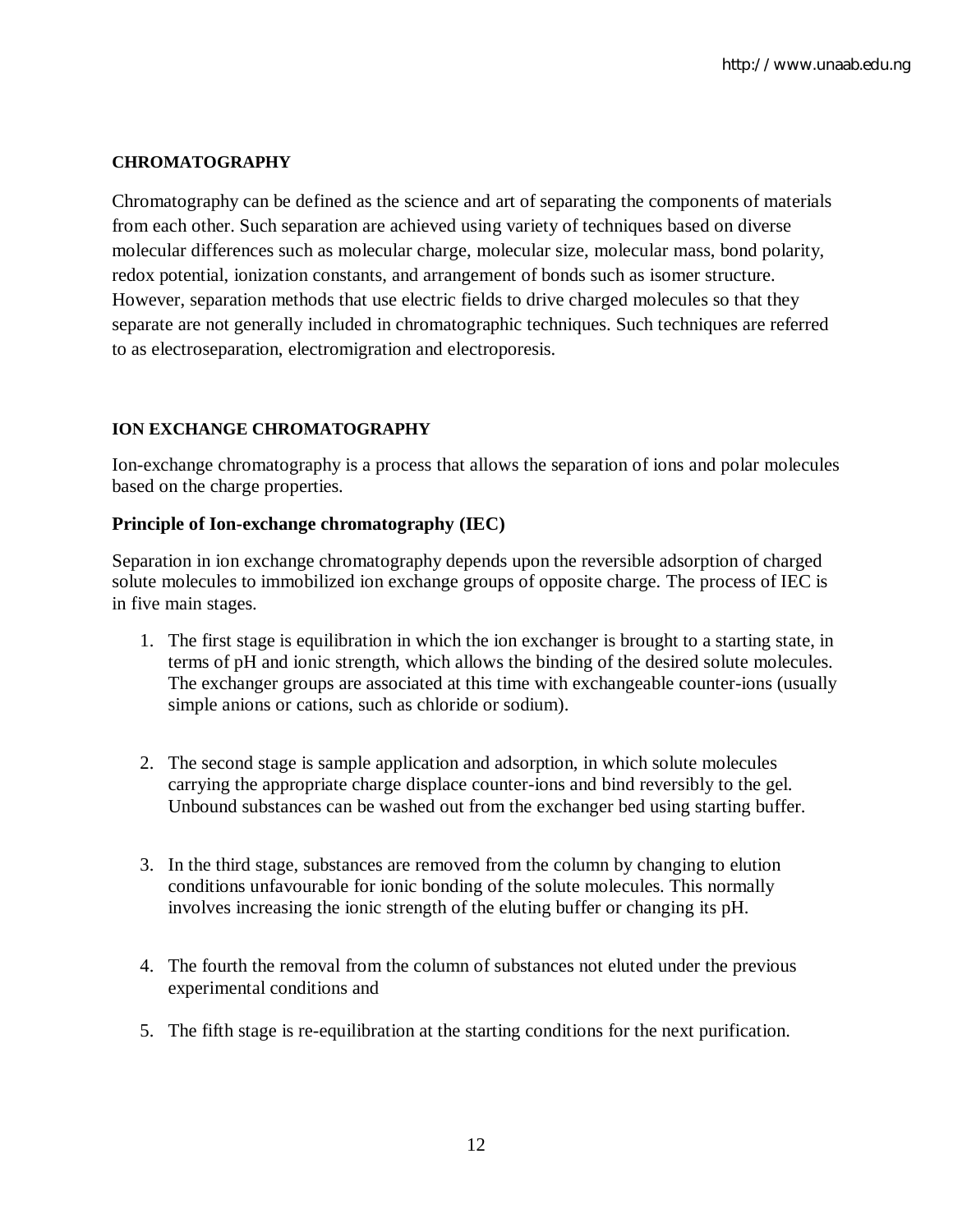## CHROMATOGRAPHY

Chromatography can be defined as the science and art of separating the components of materials from each other. Such separation are achieved using variety of techniques based on diverse molecular differences such as molecular charge, molecular size, molecular mass, bond polarity, redox potential, ionization constants, and arrangement of bonds such as isomer structure. However, separation methods that use electric fields to drive charged molecules so that they separate are not generally included in chromatographic techniques. Such techniques are referred to as electroseparation, electromigration and electroporesis.

## ION EXCHANGE CHROMATOGRAPHY

Ion-exchange chromatography is a process that allows the separation of ions and polar molecules based on the charge properties.

### Principle of Ion-exchange chromatography (IEC)

Separation in ion exchange chromatography depends upon the reversible adsorption of charged solute molecules to immobilized ion exchange groups of opposite charge. The process of IEC is in five main stages.

1. The first stage is equilibration in which the ion exchanger is brought to a starting state, in terms of pH and ionic strength, which allows the binding of the desired solute molecules. The exchanger groups are associated at this time with exchangeable counter-ions (usually simple anions or cations, such as chloride or sodium).

2. The second stage is sample application and adsorption, in which solute molecules carrying the appropriate charge displace counter-ions and bind reversibly to the gel. Unbound substances can be washed out from the exchanger bed using starting buffer.

3. In the third stage, substances are removed from the column by changing to elution conditions unfavourable for ionic bonding of the solute molecules. This normally involves increasing the ionic strength of the eluting buffer or changing its pH.

4. The fourth the removal from the column of substances not eluted under the previous experimental conditions and

5. The fifth stage is re-equilibration at the starting conditions for the next purification.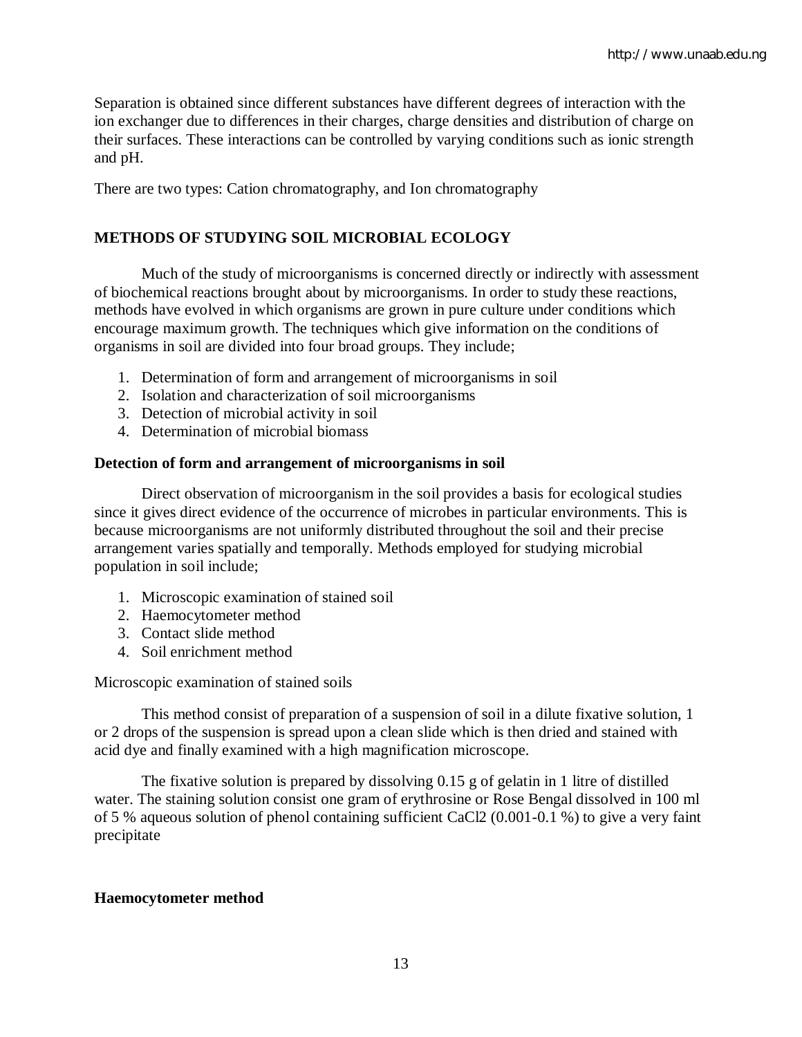Separation is obtained since different substances have different degrees of interaction with the ion exchanger due to differences in their charges, charge densities and distribution of charge on their surfaces. These interactions can be controlled by varying conditions such as ionic strength and pH.

There are two types: Cation chromatography, and Ion chromatography

## METHODS OF STUDYING SOIL MICROBIAL ECOLOGY

Much of the study of microorganisms is concerned directly or indirectly with assessment of biochemical reactions brought about by microorganisms. In order to study these reactions, methods have evolved in which organisms are grown in pure culture under conditions which encourage maximum growth. The techniques which give information on the conditions of organisms in soil are divided into four broad groups. They include;

1. Determination of form and arrangement of microorganisms in soil
2. Isolation and characterization of soil microorganisms
3. Detection of microbial activity in soil
4. Determination of microbial biomass

### Detection of form and arrangement of microorganisms in soil

Direct observation of microorganism in the soil provides a basis for ecological studies since it gives direct evidence of the occurrence of microbes in particular environments. This is because microorganisms are not uniformly distributed throughout the soil and their precise arrangement varies spatially and temporally. Methods employed for studying microbial population in soil include;

1. Microscopic examination of stained soil
2. Haemocytometer method
3. Contact slide method
4. Soil enrichment method

Microscopic examination of stained soils

This method consist of preparation of a suspension of soil in a dilute fixative solution, 1 or 2 drops of the suspension is spread upon a clean slide which is then dried and stained with acid dye and finally examined with a high magnification microscope.

The fixative solution is prepared by dissolving 0.15 g of gelatin in 1 litre of distilled water. The staining solution consist one gram of erythrosine or Rose Bengal dissolved in 100 ml of 5 % aqueous solution of phenol containing sufficient $CaCl_2$ (0.001-0.1 %) to give a very faint precipitate

### Haemocytometer method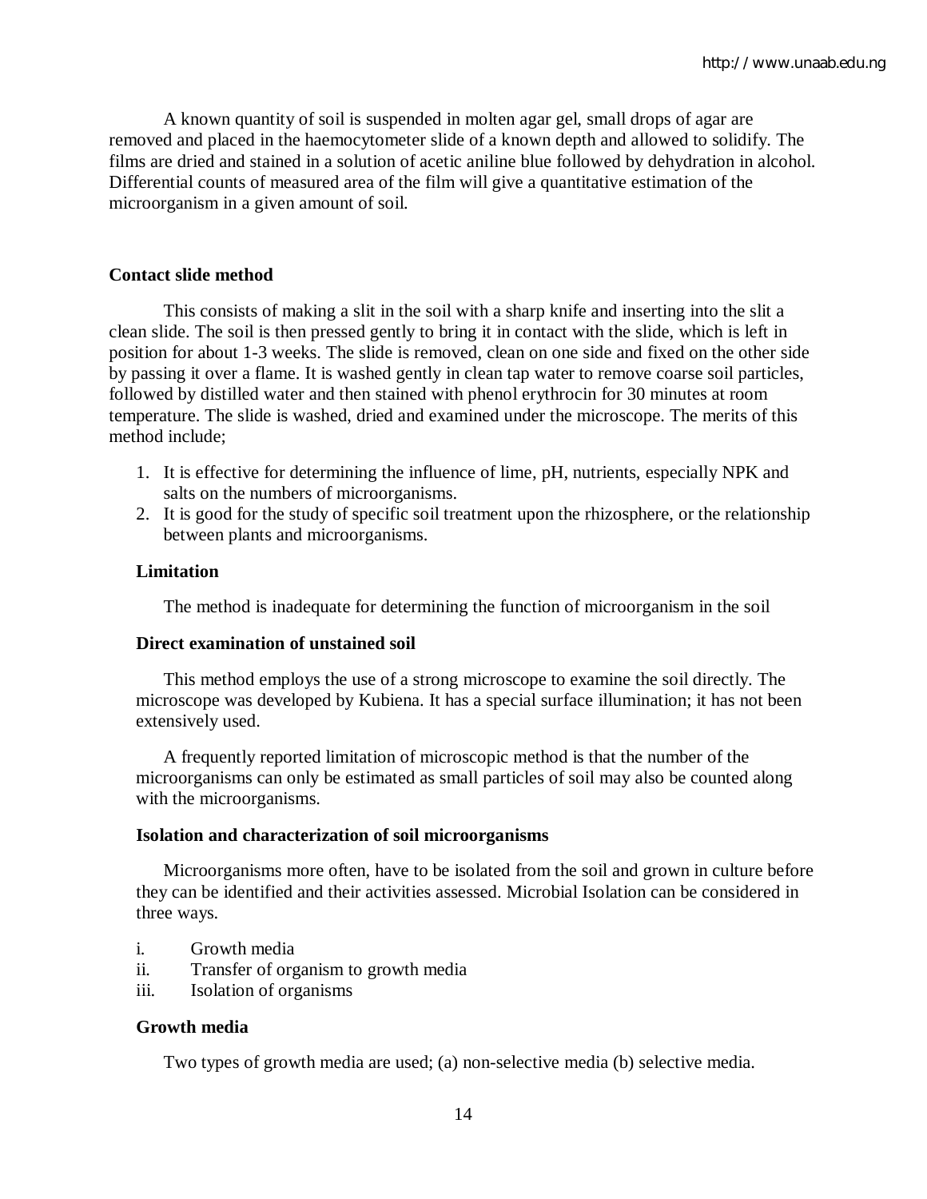A known quantity of soil is suspended in molten agar gel, small drops of agar are removed and placed in the haemocytometer slide of a known depth and allowed to solidify. The films are dried and stained in a solution of acetic aniline blue followed by dehydration in alcohol. Differential counts of measured area of the film will give a quantitative estimation of the microorganism in a given amount of soil.

**Contact slide method**

This consists of making a slit in the soil with a sharp knife and inserting into the slit a clean slide. The soil is then pressed gently to bring it in contact with the slide, which is left in position for about 1-3 weeks. The slide is removed, clean on one side and fixed on the other side by passing it over a flame. It is washed gently in clean tap water to remove coarse soil particles, followed by distilled water and then stained with phenol erythrocin for 30 minutes at room temperature. The slide is washed, dried and examined under the microscope. The merits of this method include;

1. It is effective for determining the influence of lime, pH, nutrients, especially NPK and salts on the numbers of microorganisms.
2. It is good for the study of specific soil treatment upon the rhizosphere, or the relationship between plants and microorganisms.

**Limitation**

The method is inadequate for determining the function of microorganism in the soil

**Direct examination of unstained soil**

This method employs the use of a strong microscope to examine the soil directly. The microscope was developed by Kubiena. It has a special surface illumination; it has not been extensively used.

A frequently reported limitation of microscopic method is that the number of the microorganisms can only be estimated as small particles of soil may also be counted along with the microorganisms.

**Isolation and characterization of soil microorganisms**

Microorganisms more often, have to be isolated from the soil and grown in culture before they can be identified and their activities assessed. Microbial Isolation can be considered in three ways.

i. Growth media
ii. Transfer of organism to growth media
iii. Isolation of organisms

**Growth media**

Two types of growth media are used; (a) non-selective media (b) selective media.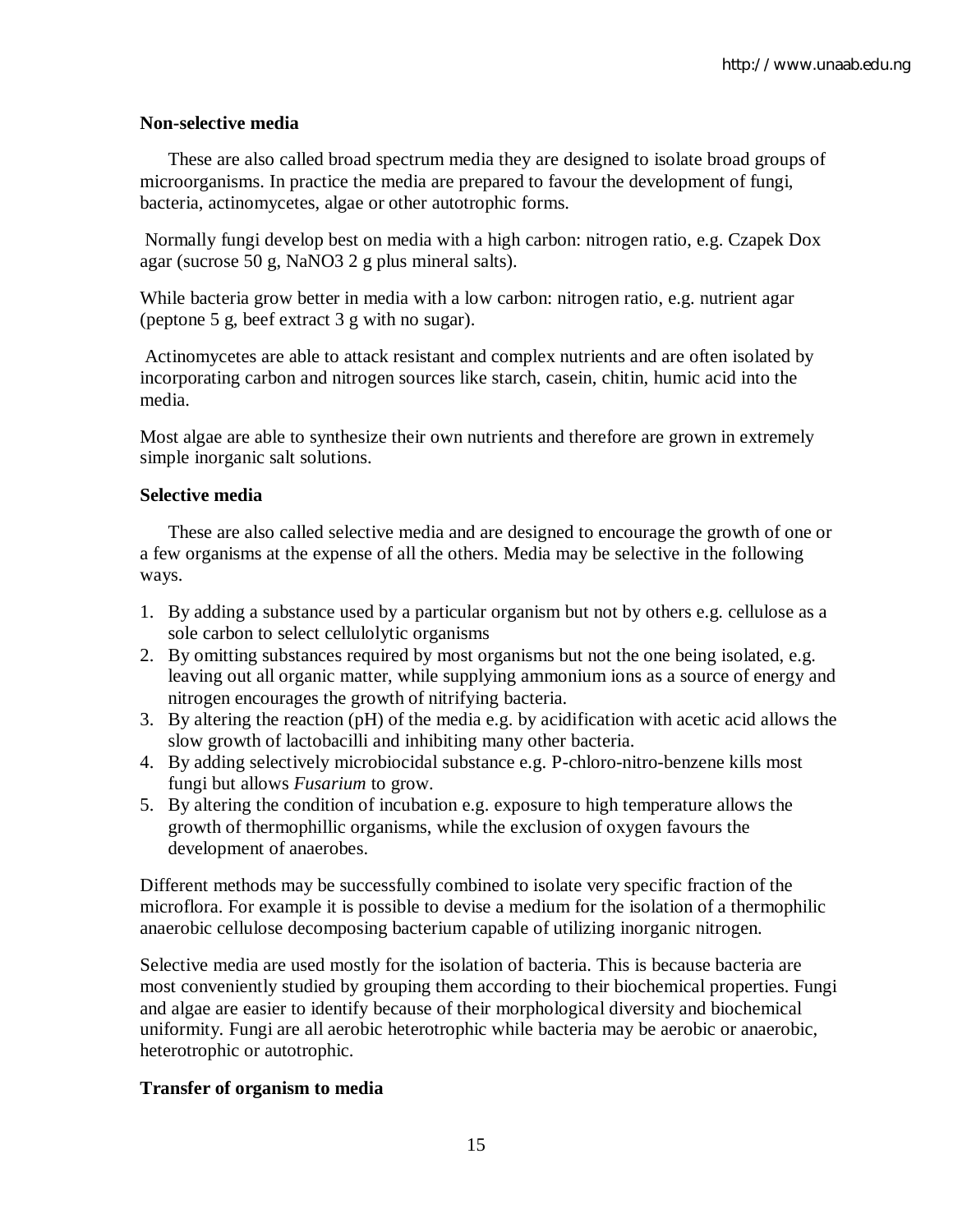**Non-selective media**

These are also called broad spectrum media they are designed to isolate broad groups of microorganisms. In practice the media are prepared to favour the development of fungi, bacteria, actinomycetes, algae or other autotrophic forms.

Normally fungi develop best on media with a high carbon: nitrogen ratio, e.g. Czapek Dox agar (sucrose 50 g, $NaNO_3$ 2 g plus mineral salts).

While bacteria grow better in media with a low carbon: nitrogen ratio, e.g. nutrient agar (peptone 5 g, beef extract 3 g with no sugar).

Actinomycetes are able to attack resistant and complex nutrients and are often isolated by incorporating carbon and nitrogen sources like starch, casein, chitin, humic acid into the media.

Most algae are able to synthesize their own nutrients and therefore are grown in extremely simple inorganic salt solutions.

**Selective media**

These are also called selective media and are designed to encourage the growth of one or a few organisms at the expense of all the others. Media may be selective in the following ways.

1. By adding a substance used by a particular organism but not by others e.g. cellulose as a sole carbon to select cellulolytic organisms
2. By omitting substances required by most organisms but not the one being isolated, e.g. leaving out all organic matter, while supplying ammonium ions as a source of energy and nitrogen encourages the growth of nitrifying bacteria.
3. By altering the reaction (pH) of the media e.g. by acidification with acetic acid allows the slow growth of lactobacilli and inhibiting many other bacteria.
4. By adding selectively microbiocidal substance e.g. P-chloro-nitro-benzene kills most fungi but allows *Fusarium* to grow.
5. By altering the condition of incubation e.g. exposure to high temperature allows the growth of thermophillic organisms, while the exclusion of oxygen favours the development of anaerobes.

Different methods may be successfully combined to isolate very specific fraction of the microflora. For example it is possible to devise a medium for the isolation of a thermophilic anaerobic cellulose decomposing bacterium capable of utilizing inorganic nitrogen.

Selective media are used mostly for the isolation of bacteria. This is because bacteria are most conveniently studied by grouping them according to their biochemical properties. Fungi and algae are easier to identify because of their morphological diversity and biochemical uniformity. Fungi are all aerobic heterotrophic while bacteria may be aerobic or anaerobic, heterotrophic or autotrophic.

**Transfer of organism to media**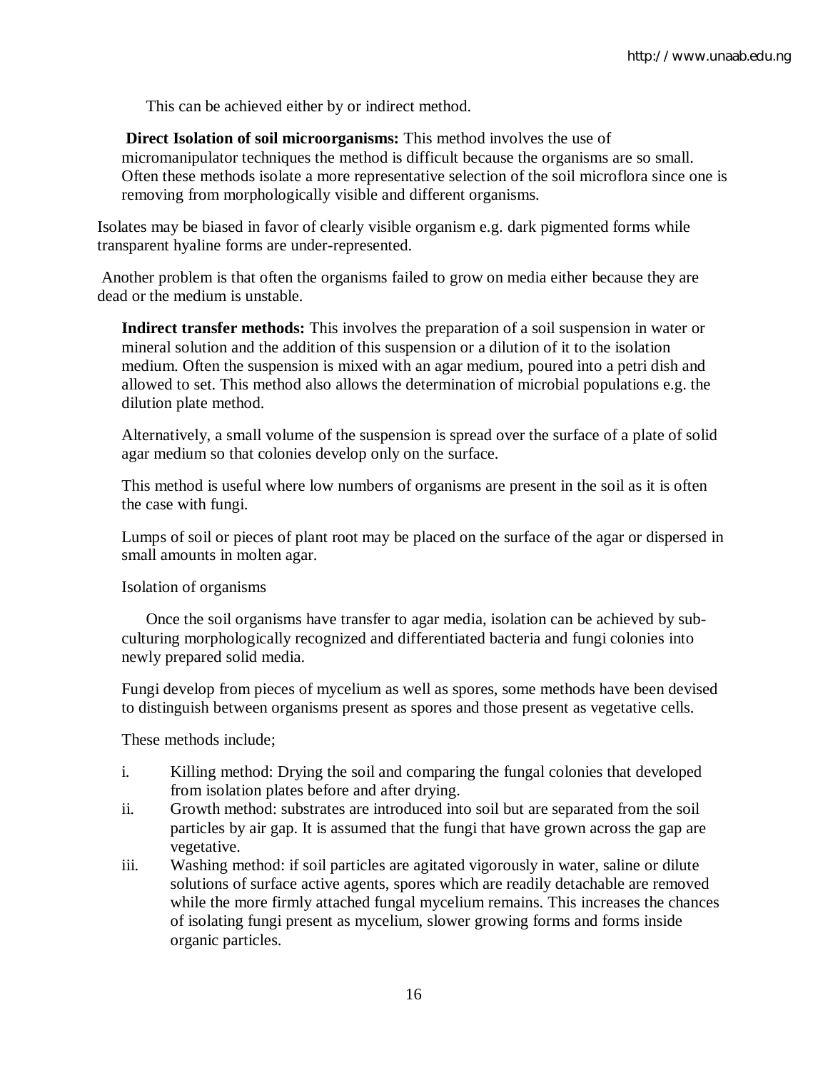This can be achieved either by or indirect method.

**Direct Isolation of soil microorganisms:** This method involves the use of micromanipulator techniques the method is difficult because the organisms are so small. Often these methods isolate a more representative selection of the soil microflora since one is removing from morphologically visible and different organisms.

Isolates may be biased in favor of clearly visible organism e.g. dark pigmented forms while transparent hyaline forms are under-represented.

Another problem is that often the organisms failed to grow on media either because they are dead or the medium is unstable.

**Indirect transfer methods:** This involves the preparation of a soil suspension in water or mineral solution and the addition of this suspension or a dilution of it to the isolation medium. Often the suspension is mixed with an agar medium, poured into a petri dish and allowed to set. This method also allows the determination of microbial populations e.g. the dilution plate method.

Alternatively, a small volume of the suspension is spread over the surface of a plate of solid agar medium so that colonies develop only on the surface.

This method is useful where low numbers of organisms are present in the soil as it is often the case with fungi.

Lumps of soil or pieces of plant root may be placed on the surface of the agar or dispersed in small amounts in molten agar.

Isolation of organisms

Once the soil organisms have transfer to agar media, isolation can be achieved by sub-culturing morphologically recognized and differentiated bacteria and fungi colonies into newly prepared solid media.

Fungi develop from pieces of mycelium as well as spores, some methods have been devised to distinguish between organisms present as spores and those present as vegetative cells.

These methods include;

i. Killing method: Drying the soil and comparing the fungal colonies that developed from isolation plates before and after drying.
ii. Growth method: substrates are introduced into soil but are separated from the soil particles by air gap. It is assumed that the fungi that have grown across the gap are vegetative.
iii. Washing method: if soil particles are agitated vigorously in water, saline or dilute solutions of surface active agents, spores which are readily detachable are removed while the more firmly attached fungal mycelium remains. This increases the chances of isolating fungi present as mycelium, slower growing forms and forms inside organic particles.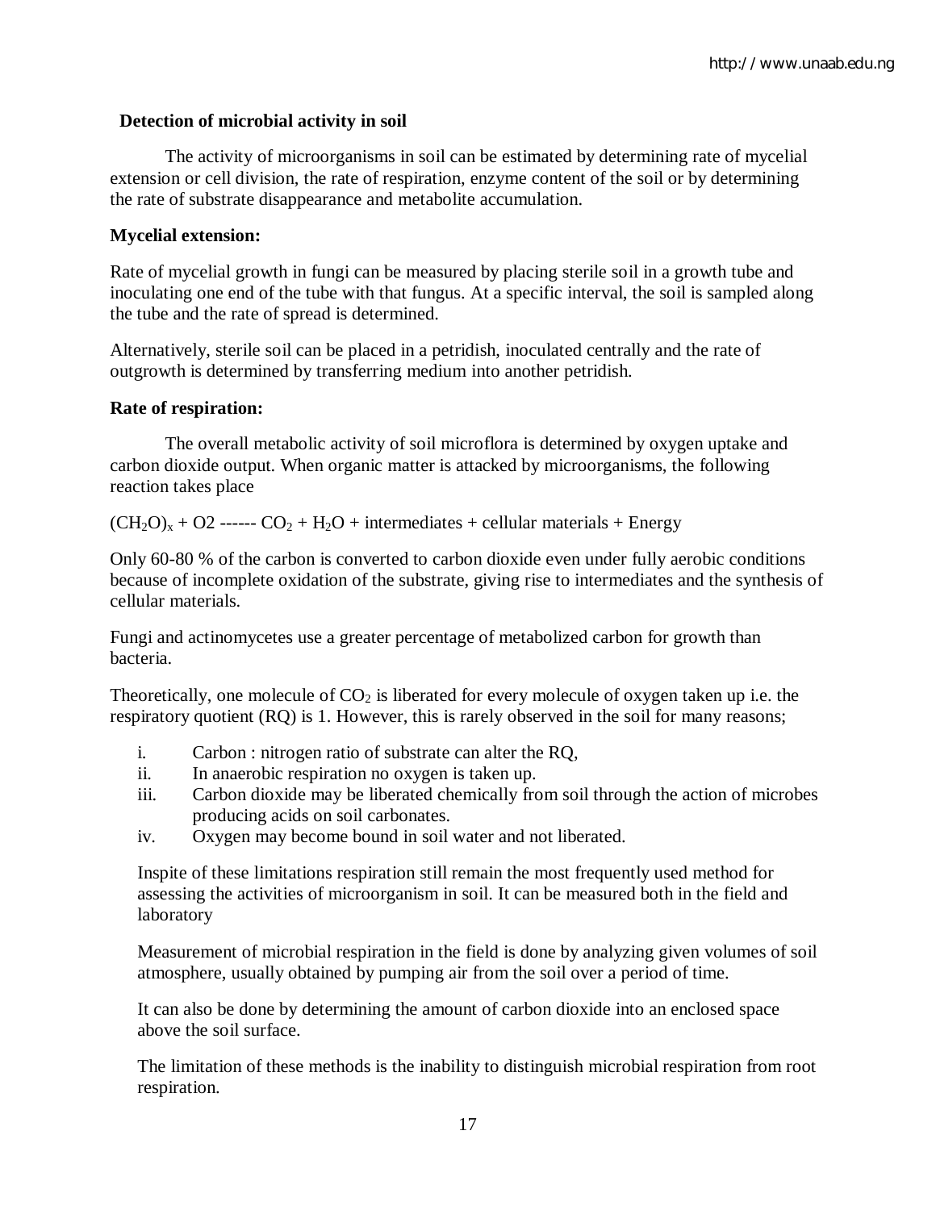**Detection of microbial activity in soil**

The activity of microorganisms in soil can be estimated by determining rate of mycelial extension or cell division, the rate of respiration, enzyme content of the soil or by determining the rate of substrate disappearance and metabolite accumulation.

**Mycelial extension:**

Rate of mycelial growth in fungi can be measured by placing sterile soil in a growth tube and inoculating one end of the tube with that fungus. At a specific interval, the soil is sampled along the tube and the rate of spread is determined.

Alternatively, sterile soil can be placed in a petridish, inoculated centrally and the rate of outgrowth is determined by transferring medium into another petridish.

**Rate of respiration:**

The overall metabolic activity of soil microflora is determined by oxygen uptake and carbon dioxide output. When organic matter is attacked by microorganisms, the following reaction takes place

$(CH_2O)_x$ + O2 ------ $CO_2$ + $H_2O$ + intermediates + cellular materials + Energy

Only 60-80 % of the carbon is converted to carbon dioxide even under fully aerobic conditions because of incomplete oxidation of the substrate, giving rise to intermediates and the synthesis of cellular materials.

Fungi and actinomycetes use a greater percentage of metabolized carbon for growth than bacteria.

Theoretically, one molecule of $CO_2$ is liberated for every molecule of oxygen taken up i.e. the respiratory quotient (RQ) is 1. However, this is rarely observed in the soil for many reasons;

i. Carbon : nitrogen ratio of substrate can alter the RQ,
ii. In anaerobic respiration no oxygen is taken up.
iii. Carbon dioxide may be liberated chemically from soil through the action of microbes producing acids on soil carbonates.
iv. Oxygen may become bound in soil water and not liberated.

Inspite of these limitations respiration still remain the most frequently used method for assessing the activities of microorganism in soil. It can be measured both in the field and laboratory

Measurement of microbial respiration in the field is done by analyzing given volumes of soil atmosphere, usually obtained by pumping air from the soil over a period of time.

It can also be done by determining the amount of carbon dioxide into an enclosed space above the soil surface.

The limitation of these methods is the inability to distinguish microbial respiration from root respiration.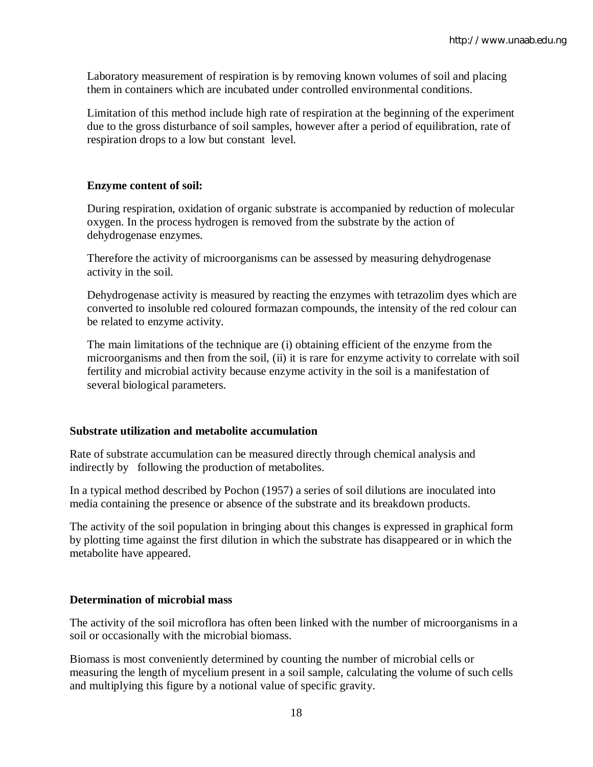Laboratory measurement of respiration is by removing known volumes of soil and placing them in containers which are incubated under controlled environmental conditions.

Limitation of this method include high rate of respiration at the beginning of the experiment due to the gross disturbance of soil samples, however after a period of equilibration, rate of respiration drops to a low but constant level.

**Enzyme content of soil:**

During respiration, oxidation of organic substrate is accompanied by reduction of molecular oxygen. In the process hydrogen is removed from the substrate by the action of dehydrogenase enzymes.

Therefore the activity of microorganisms can be assessed by measuring dehydrogenase activity in the soil.

Dehydrogenase activity is measured by reacting the enzymes with tetrazolim dyes which are converted to insoluble red coloured formazan compounds, the intensity of the red colour can be related to enzyme activity.

The main limitations of the technique are (i) obtaining efficient of the enzyme from the microorganisms and then from the soil, (ii) it is rare for enzyme activity to correlate with soil fertility and microbial activity because enzyme activity in the soil is a manifestation of several biological parameters.

**Substrate utilization and metabolite accumulation**

Rate of substrate accumulation can be measured directly through chemical analysis and indirectly by following the production of metabolites.

In a typical method described by Pochon (1957) a series of soil dilutions are inoculated into media containing the presence or absence of the substrate and its breakdown products.

The activity of the soil population in bringing about this changes is expressed in graphical form by plotting time against the first dilution in which the substrate has disappeared or in which the metabolite have appeared.

**Determination of microbial mass**

The activity of the soil microflora has often been linked with the number of microorganisms in a soil or occasionally with the microbial biomass.

Biomass is most conveniently determined by counting the number of microbial cells or measuring the length of mycelium present in a soil sample, calculating the volume of such cells and multiplying this figure by a notional value of specific gravity.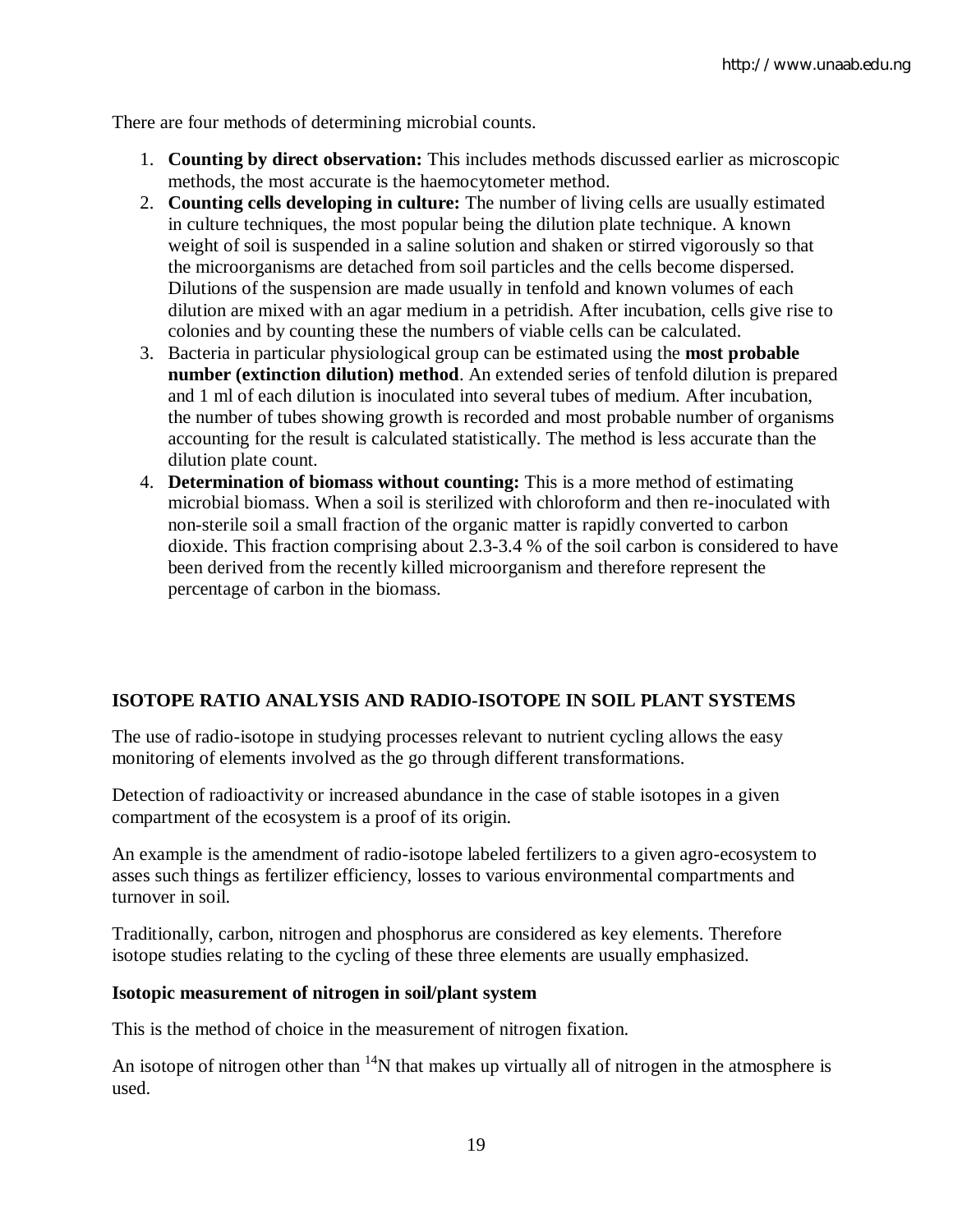There are four methods of determining microbial counts.

1. **Counting by direct observation:** This includes methods discussed earlier as microscopic methods, the most accurate is the haemocytometer method.
2. **Counting cells developing in culture:** The number of living cells are usually estimated in culture techniques, the most popular being the dilution plate technique. A known weight of soil is suspended in a saline solution and shaken or stirred vigorously so that the microorganisms are detached from soil particles and the cells become dispersed. Dilutions of the suspension are made usually in tenfold and known volumes of each dilution are mixed with an agar medium in a petridish. After incubation, cells give rise to colonies and by counting these the numbers of viable cells can be calculated.
3. Bacteria in particular physiological group can be estimated using the **most probable number (extinction dilution) method**. An extended series of tenfold dilution is prepared and 1 ml of each dilution is inoculated into several tubes of medium. After incubation, the number of tubes showing growth is recorded and most probable number of organisms accounting for the result is calculated statistically. The method is less accurate than the dilution plate count.
4. **Determination of biomass without counting:** This is a more method of estimating microbial biomass. When a soil is sterilized with chloroform and then re-inoculated with non-sterile soil a small fraction of the organic matter is rapidly converted to carbon dioxide. This fraction comprising about 2.3-3.4 % of the soil carbon is considered to have been derived from the recently killed microorganism and therefore represent the percentage of carbon in the biomass.

## ISOTOPE RATIO ANALYSIS AND RADIO-ISOTOPE IN SOIL PLANT SYSTEMS

The use of radio-isotope in studying processes relevant to nutrient cycling allows the easy monitoring of elements involved as the go through different transformations.

Detection of radioactivity or increased abundance in the case of stable isotopes in a given compartment of the ecosystem is a proof of its origin.

An example is the amendment of radio-isotope labeled fertilizers to a given agro-ecosystem to asses such things as fertilizer efficiency, losses to various environmental compartments and turnover in soil.

Traditionally, carbon, nitrogen and phosphorus are considered as key elements. Therefore isotope studies relating to the cycling of these three elements are usually emphasized.

### Isotopic measurement of nitrogen in soil/plant system

This is the method of choice in the measurement of nitrogen fixation.

An isotope of nitrogen other than $^{14}N$ that makes up virtually all of nitrogen in the atmosphere is used.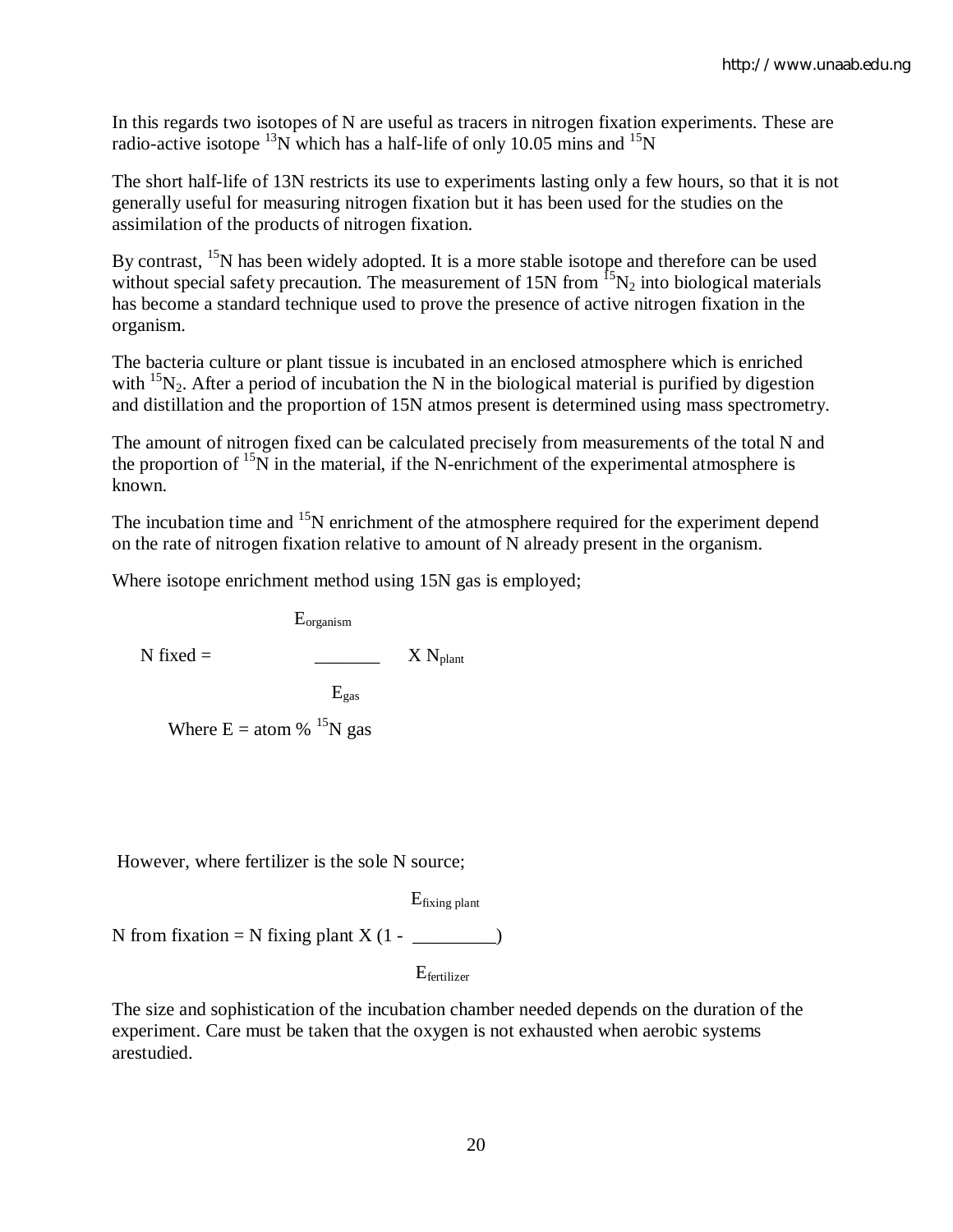In this regards two isotopes of N are useful as tracers in nitrogen fixation experiments. These are radio-active isotope $^{13}N$ which has a half-life of only 10.05 mins and $^{15}N$

The short half-life of 13N restricts its use to experiments lasting only a few hours, so that it is not generally useful for measuring nitrogen fixation but it has been used for the studies on the assimilation of the products of nitrogen fixation.

By contrast, $^{15}N$ has been widely adopted. It is a more stable isotope and therefore can be used without special safety precaution. The measurement of 15N from $^{15}N_2$ into biological materials has become a standard technique used to prove the presence of active nitrogen fixation in the organism.

The bacteria culture or plant tissue is incubated in an enclosed atmosphere which is enriched with $^{15}N_2$. After a period of incubation the N in the biological material is purified by digestion and distillation and the proportion of 15N atmos present is determined using mass spectrometry.

The amount of nitrogen fixed can be calculated precisely from measurements of the total N and the proportion of $^{15}N$ in the material, if the N-enrichment of the experimental atmosphere is known.

The incubation time and $^{15}N$ enrichment of the atmosphere required for the experiment depend on the rate of nitrogen fixation relative to amount of N already present in the organism.

Where isotope enrichment method using 15N gas is employed;

$$\text{N fixed} = \frac{E_{organism}}{E_{gas}} \times N_{plant}$$

Where E = atom % $^{15}N$ gas

However, where fertilizer is the sole N source;

$$\text{N from fixation} = \text{N fixing plant} \times \left(1 - \frac{E_{fixing\ plant}}{E_{fertilizer}}\right)$$

The size and sophistication of the incubation chamber needed depends on the duration of the experiment. Care must be taken that the oxygen is not exhausted when aerobic systems arestudied.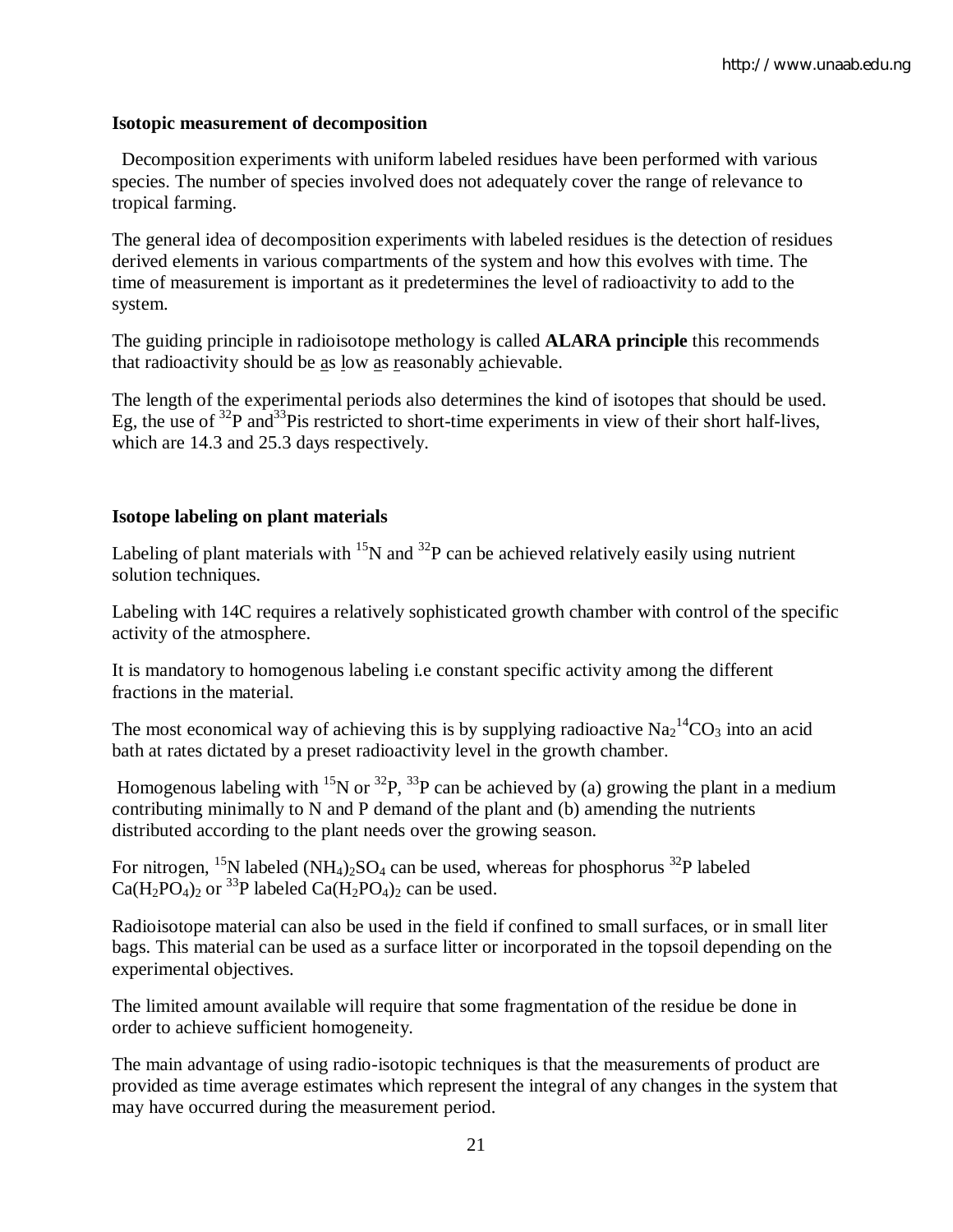**Isotopic measurement of decomposition**

Decomposition experiments with uniform labeled residues have been performed with various species. The number of species involved does not adequately cover the range of relevance to tropical farming.

The general idea of decomposition experiments with labeled residues is the detection of residues derived elements in various compartments of the system and how this evolves with time. The time of measurement is important as it predetermines the level of radioactivity to add to the system.

The guiding principle in radioisotope methology is called **ALARA principle** this recommends that radioactivity should be as low as reasonably achievable.

The length of the experimental periods also determines the kind of isotopes that should be used. Eg, the use of $^{32}P$ and$^{33}P$is restricted to short-time experiments in view of their short half-lives, which are 14.3 and 25.3 days respectively.

**Isotope labeling on plant materials**

Labeling of plant materials with $^{15}N$ and $^{32}P$ can be achieved relatively easily using nutrient solution techniques.

Labeling with 14C requires a relatively sophisticated growth chamber with control of the specific activity of the atmosphere.

It is mandatory to homogenous labeling i.e constant specific activity among the different fractions in the material.

The most economical way of achieving this is by supplying radioactive $Na_2{}^{14}CO_3$ into an acid bath at rates dictated by a preset radioactivity level in the growth chamber.

Homogenous labeling with $^{15}N$ or $^{32}P$, $^{33}P$ can be achieved by (a) growing the plant in a medium contributing minimally to N and P demand of the plant and (b) amending the nutrients distributed according to the plant needs over the growing season.

For nitrogen, $^{15}N$ labeled $(NH_4)_2SO_4$ can be used, whereas for phosphorus $^{32}P$ labeled $Ca(H_2PO_4)_2$ or $^{33}P$ labeled $Ca(H_2PO_4)_2$ can be used.

Radioisotope material can also be used in the field if confined to small surfaces, or in small liter bags. This material can be used as a surface litter or incorporated in the topsoil depending on the experimental objectives.

The limited amount available will require that some fragmentation of the residue be done in order to achieve sufficient homogeneity.

The main advantage of using radio-isotopic techniques is that the measurements of product are provided as time average estimates which represent the integral of any changes in the system that may have occurred during the measurement period.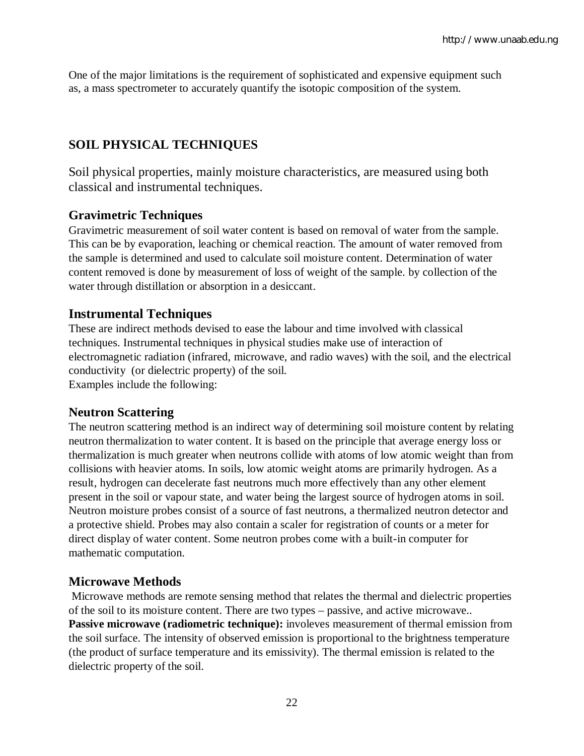One of the major limitations is the requirement of sophisticated and expensive equipment such as, a mass spectrometer to accurately quantify the isotopic composition of the system.

## SOIL PHYSICAL TECHNIQUES

Soil physical properties, mainly moisture characteristics, are measured using both classical and instrumental techniques.

### Gravimetric Techniques

Gravimetric measurement of soil water content is based on removal of water from the sample. This can be by evaporation, leaching or chemical reaction. The amount of water removed from the sample is determined and used to calculate soil moisture content. Determination of water content removed is done by measurement of loss of weight of the sample. by collection of the water through distillation or absorption in a desiccant.

### Instrumental Techniques

These are indirect methods devised to ease the labour and time involved with classical techniques. Instrumental techniques in physical studies make use of interaction of electromagnetic radiation (infrared, microwave, and radio waves) with the soil, and the electrical conductivity (or dielectric property) of the soil.
Examples include the following:

### Neutron Scattering

The neutron scattering method is an indirect way of determining soil moisture content by relating neutron thermalization to water content. It is based on the principle that average energy loss or thermalization is much greater when neutrons collide with atoms of low atomic weight than from collisions with heavier atoms. In soils, low atomic weight atoms are primarily hydrogen. As a result, hydrogen can decelerate fast neutrons much more effectively than any other element present in the soil or vapour state, and water being the largest source of hydrogen atoms in soil. Neutron moisture probes consist of a source of fast neutrons, a thermalized neutron detector and a protective shield. Probes may also contain a scaler for registration of counts or a meter for direct display of water content. Some neutron probes come with a built-in computer for mathematic computation.

### Microwave Methods

Microwave methods are remote sensing method that relates the thermal and dielectric properties of the soil to its moisture content. There are two types – passive, and active microwave..
**Passive microwave (radiometric technique):** involeves measurement of thermal emission from the soil surface. The intensity of observed emission is proportional to the brightness temperature (the product of surface temperature and its emissivity). The thermal emission is related to the dielectric property of the soil.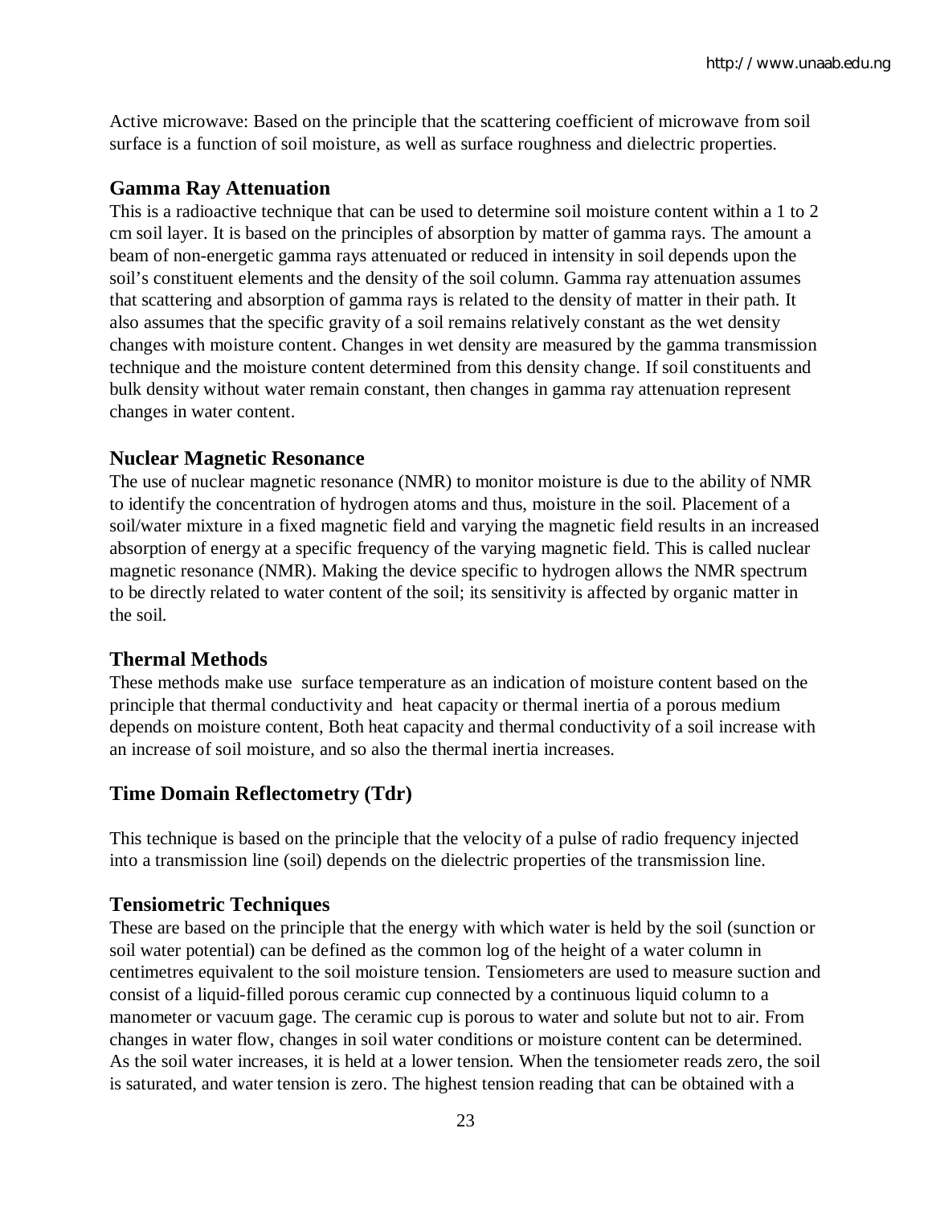Active microwave: Based on the principle that the scattering coefficient of microwave from soil surface is a function of soil moisture, as well as surface roughness and dielectric properties.

## Gamma Ray Attenuation

This is a radioactive technique that can be used to determine soil moisture content within a 1 to 2 cm soil layer. It is based on the principles of absorption by matter of gamma rays. The amount a beam of non-energetic gamma rays attenuated or reduced in intensity in soil depends upon the soil's constituent elements and the density of the soil column. Gamma ray attenuation assumes that scattering and absorption of gamma rays is related to the density of matter in their path. It also assumes that the specific gravity of a soil remains relatively constant as the wet density changes with moisture content. Changes in wet density are measured by the gamma transmission technique and the moisture content determined from this density change. If soil constituents and bulk density without water remain constant, then changes in gamma ray attenuation represent changes in water content.

## Nuclear Magnetic Resonance

The use of nuclear magnetic resonance (NMR) to monitor moisture is due to the ability of NMR to identify the concentration of hydrogen atoms and thus, moisture in the soil. Placement of a soil/water mixture in a fixed magnetic field and varying the magnetic field results in an increased absorption of energy at a specific frequency of the varying magnetic field. This is called nuclear magnetic resonance (NMR). Making the device specific to hydrogen allows the NMR spectrum to be directly related to water content of the soil; its sensitivity is affected by organic matter in the soil.

## Thermal Methods

These methods make use surface temperature as an indication of moisture content based on the principle that thermal conductivity and heat capacity or thermal inertia of a porous medium depends on moisture content, Both heat capacity and thermal conductivity of a soil increase with an increase of soil moisture, and so also the thermal inertia increases.

## Time Domain Reflectometry (Tdr)

This technique is based on the principle that the velocity of a pulse of radio frequency injected into a transmission line (soil) depends on the dielectric properties of the transmission line.

## Tensiometric Techniques

These are based on the principle that the energy with which water is held by the soil (sunction or soil water potential) can be defined as the common log of the height of a water column in centimetres equivalent to the soil moisture tension. Tensiometers are used to measure suction and consist of a liquid-filled porous ceramic cup connected by a continuous liquid column to a manometer or vacuum gage. The ceramic cup is porous to water and solute but not to air. From changes in water flow, changes in soil water conditions or moisture content can be determined. As the soil water increases, it is held at a lower tension. When the tensiometer reads zero, the soil is saturated, and water tension is zero. The highest tension reading that can be obtained with a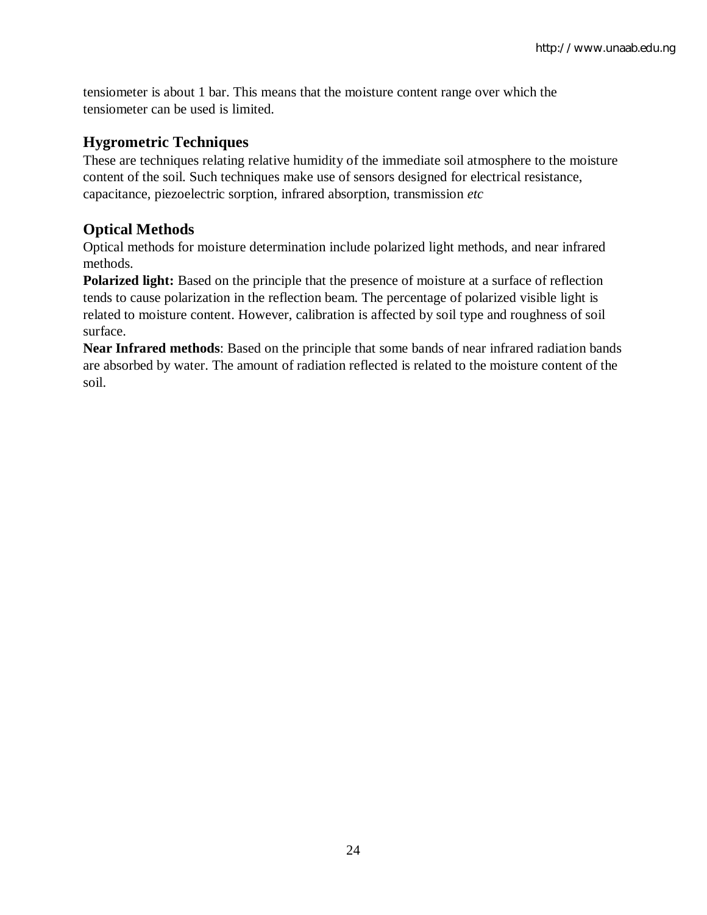tensiometer is about 1 bar. This means that the moisture content range over which the tensiometer can be used is limited.

## Hygrometric Techniques

These are techniques relating relative humidity of the immediate soil atmosphere to the moisture content of the soil. Such techniques make use of sensors designed for electrical resistance, capacitance, piezoelectric sorption, infrared absorption, transmission *etc*

## Optical Methods

Optical methods for moisture determination include polarized light methods, and near infrared methods.

**Polarized light:** Based on the principle that the presence of moisture at a surface of reflection tends to cause polarization in the reflection beam. The percentage of polarized visible light is related to moisture content. However, calibration is affected by soil type and roughness of soil surface.

**Near Infrared methods**: Based on the principle that some bands of near infrared radiation bands are absorbed by water. The amount of radiation reflected is related to the moisture content of the soil.